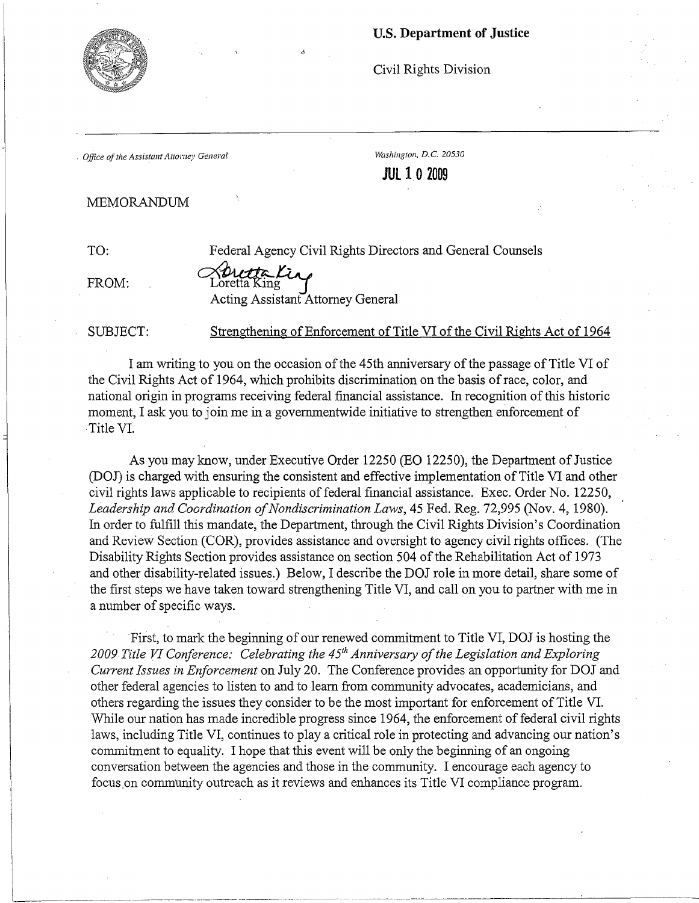**U.S. Department of Justice**

Civil Rights Division

*Office of the Assistant Attorney General*

*Washington, D.C. 20530*

**JUL 10 2009**

MEMORANDUM

TO: Federal Agency Civil Rights Directors and General Counsels

FROM: Loretta King
Acting Assistant Attorney General

SUBJECT: Strengthening of Enforcement of Title VI of the Civil Rights Act of 1964

I am writing to you on the occasion of the 45th anniversary of the passage of Title VI of the Civil Rights Act of 1964, which prohibits discrimination on the basis of race, color, and national origin in programs receiving federal financial assistance. In recognition of this historic moment, I ask you to join me in a governmentwide initiative to strengthen enforcement of Title VI.

As you may know, under Executive Order 12250 (EO 12250), the Department of Justice (DOJ) is charged with ensuring the consistent and effective implementation of Title VI and other civil rights laws applicable to recipients of federal financial assistance. Exec. Order No. 12250, *Leadership and Coordination of Nondiscrimination Laws*, 45 Fed. Reg. 72,995 (Nov. 4, 1980). In order to fulfill this mandate, the Department, through the Civil Rights Division's Coordination and Review Section (COR), provides assistance and oversight to agency civil rights offices. (The Disability Rights Section provides assistance on section 504 of the Rehabilitation Act of 1973 and other disability-related issues.) Below, I describe the DOJ role in more detail, share some of the first steps we have taken toward strengthening Title VI, and call on you to partner with me in a number of specific ways.

First, to mark the beginning of our renewed commitment to Title VI, DOJ is hosting the *2009 Title VI Conference: Celebrating the 45th Anniversary of the Legislation and Exploring Current Issues in Enforcement* on July 20. The Conference provides an opportunity for DOJ and other federal agencies to listen to and to learn from community advocates, academicians, and others regarding the issues they consider to be the most important for enforcement of Title VI. While our nation has made incredible progress since 1964, the enforcement of federal civil rights laws, including Title VI, continues to play a critical role in protecting and advancing our nation's commitment to equality. I hope that this event will be only the beginning of an ongoing conversation between the agencies and those in the community. I encourage each agency to focus on community outreach as it reviews and enhances its Title VI compliance program.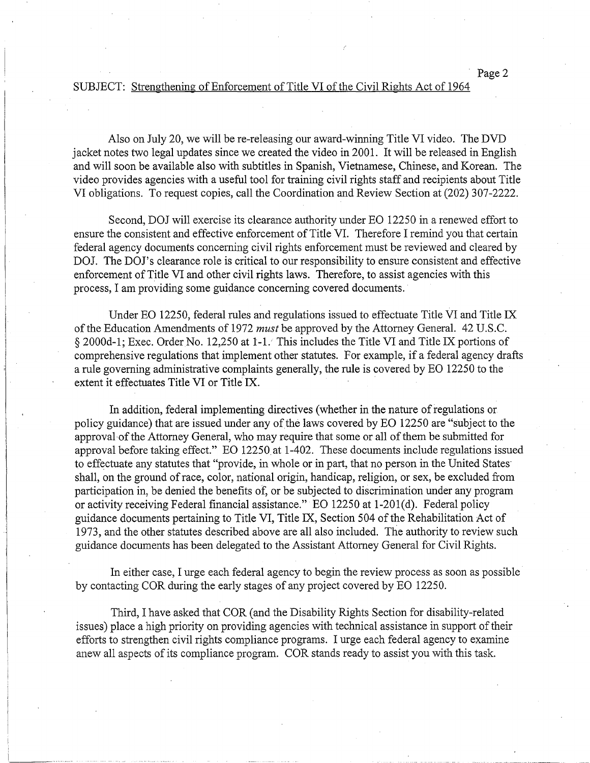SUBJECT: Strengthening of Enforcement of Title VI of the Civil Rights Act of 1964

Also on July 20, we will be re-releasing our award-winning Title VI video. The DVD jacket notes two legal updates since we created the video in 2001. It will be released in English and will soon be available also with subtitles in Spanish, Vietnamese, Chinese, and Korean. The video provides agencies with a useful tool for training civil rights staff and recipients about Title VI obligations. To request copies, call the Coordination and Review Section at (202) 307-2222.

Second, DOJ will exercise its clearance authority under EO 12250 in a renewed effort to ensure the consistent and effective enforcement of Title VI. Therefore I remind you that certain federal agency documents concerning civil rights enforcement must be reviewed and cleared by DOJ. The DOJ's clearance role is critical to our responsibility to ensure consistent and effective enforcement of Title VI and other civil rights laws. Therefore, to assist agencies with this process, I am providing some guidance concerning covered documents.

Under EO 12250, federal rules and regulations issued to effectuate Title VI and Title IX of the Education Amendments of 1972 *must* be approved by the Attorney General. 42 U.S.C. § 2000d-1; Exec. Order No. 12,250 at 1-1. This includes the Title VI and Title IX portions of comprehensive regulations that implement other statutes. For example, if a federal agency drafts a rule governing administrative complaints generally, the rule is covered by EO 12250 to the extent it effectuates Title VI or Title IX.

In addition, federal implementing directives (whether in the nature of regulations or policy guidance) that are issued under any of the laws covered by EO 12250 are "subject to the approval of the Attorney General, who may require that some or all of them be submitted for approval before taking effect." EO 12250 at 1-402. These documents include regulations issued to effectuate any statutes that "provide, in whole or in part, that no person in the United States shall, on the ground of race, color, national origin, handicap, religion, or sex, be excluded from participation in, be denied the benefits of, or be subjected to discrimination under any program or activity receiving Federal financial assistance." EO 12250 at 1-201(d). Federal policy guidance documents pertaining to Title VI, Title IX, Section 504 of the Rehabilitation Act of 1973, and the other statutes described above are all also included. The authority to review such guidance documents has been delegated to the Assistant Attorney General for Civil Rights.

In either case, I urge each federal agency to begin the review process as soon as possible by contacting COR during the early stages of any project covered by EO 12250.

Third, I have asked that COR (and the Disability Rights Section for disability-related issues) place a high priority on providing agencies with technical assistance in support of their efforts to strengthen civil rights compliance programs. I urge each federal agency to examine anew all aspects of its compliance program. COR stands ready to assist you with this task.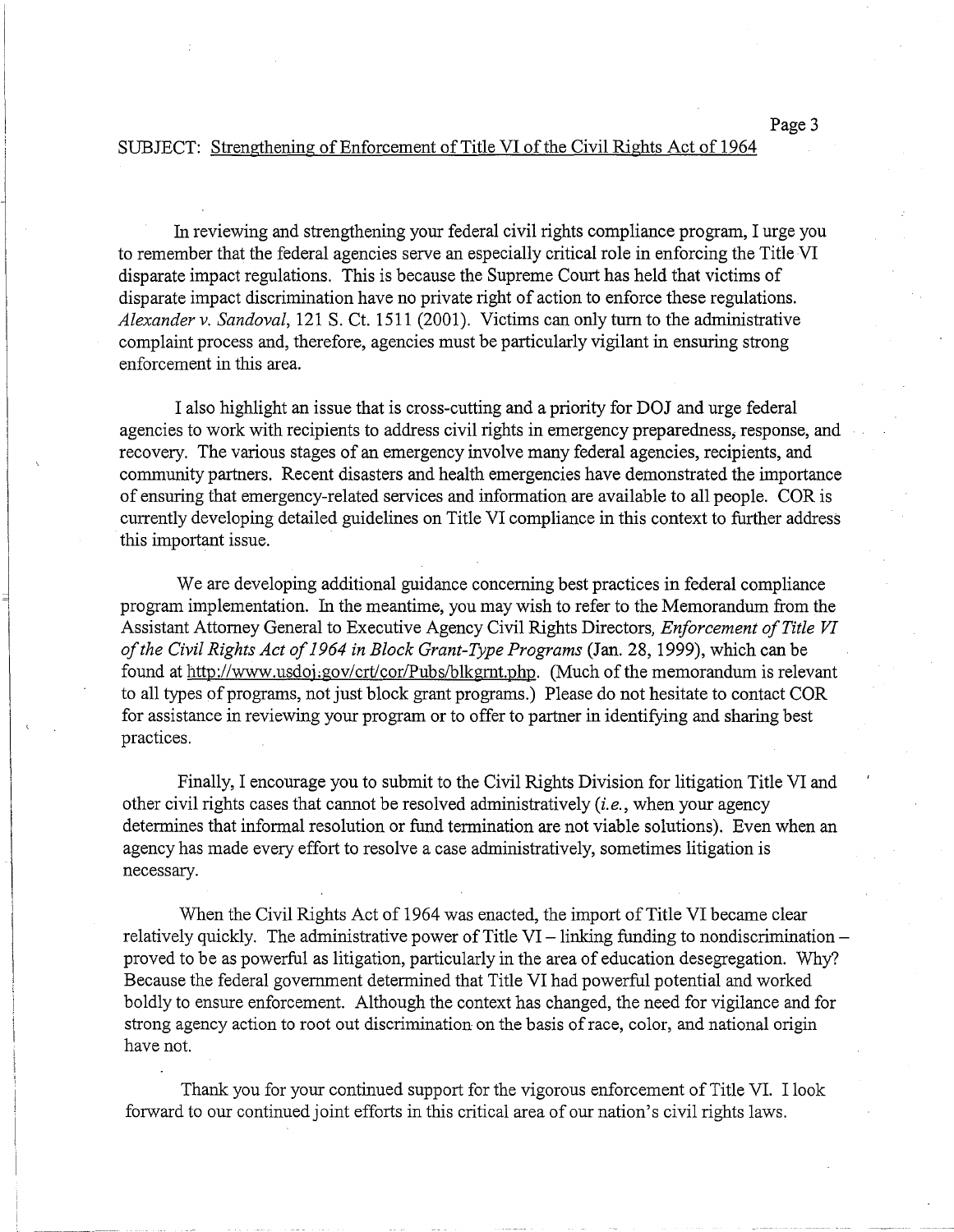SUBJECT: Strengthening of Enforcement of Title VI of the Civil Rights Act of 1964

In reviewing and strengthening your federal civil rights compliance program, I urge you to remember that the federal agencies serve an especially critical role in enforcing the Title VI disparate impact regulations. This is because the Supreme Court has held that victims of disparate impact discrimination have no private right of action to enforce these regulations. *Alexander v. Sandoval*, 121 S. Ct. 1511 (2001). Victims can only turn to the administrative complaint process and, therefore, agencies must be particularly vigilant in ensuring strong enforcement in this area.

I also highlight an issue that is cross-cutting and a priority for DOJ and urge federal agencies to work with recipients to address civil rights in emergency preparedness, response, and recovery. The various stages of an emergency involve many federal agencies, recipients, and community partners. Recent disasters and health emergencies have demonstrated the importance of ensuring that emergency-related services and information are available to all people. COR is currently developing detailed guidelines on Title VI compliance in this context to further address this important issue.

We are developing additional guidance concerning best practices in federal compliance program implementation. In the meantime, you may wish to refer to the Memorandum from the Assistant Attorney General to Executive Agency Civil Rights Directors, *Enforcement of Title VI of the Civil Rights Act of 1964 in Block Grant-Type Programs* (Jan. 28, 1999), which can be found at http://www.usdoj.gov/crt/cor/Pubs/blkgrnt.php. (Much of the memorandum is relevant to all types of programs, not just block grant programs.) Please do not hesitate to contact COR for assistance in reviewing your program or to offer to partner in identifying and sharing best practices.

Finally, I encourage you to submit to the Civil Rights Division for litigation Title VI and other civil rights cases that cannot be resolved administratively (*i.e.*, when your agency determines that informal resolution or fund termination are not viable solutions). Even when an agency has made every effort to resolve a case administratively, sometimes litigation is necessary.

When the Civil Rights Act of 1964 was enacted, the import of Title VI became clear relatively quickly. The administrative power of Title VI – linking funding to nondiscrimination – proved to be as powerful as litigation, particularly in the area of education desegregation. Why? Because the federal government determined that Title VI had powerful potential and worked boldly to ensure enforcement. Although the context has changed, the need for vigilance and for strong agency action to root out discrimination on the basis of race, color, and national origin have not.

Thank you for your continued support for the vigorous enforcement of Title VI. I look forward to our continued joint efforts in this critical area of our nation's civil rights laws.